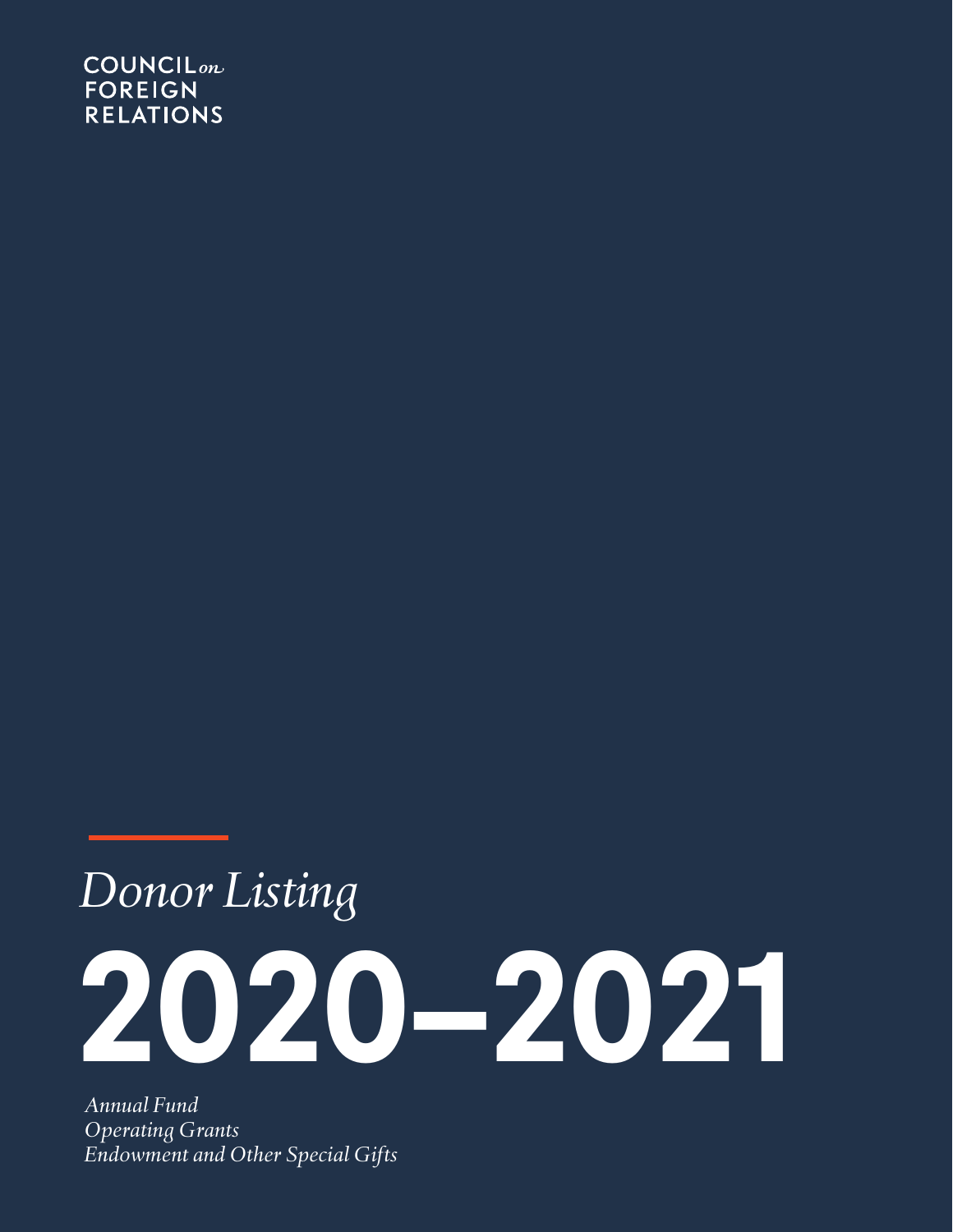COUNCIL *on*
FOREIGN
RELATIONS

*Donor Listing*

# 2020–2021

*Annual Fund*
*Operating Grants*
*Endowment and Other Special Gifts*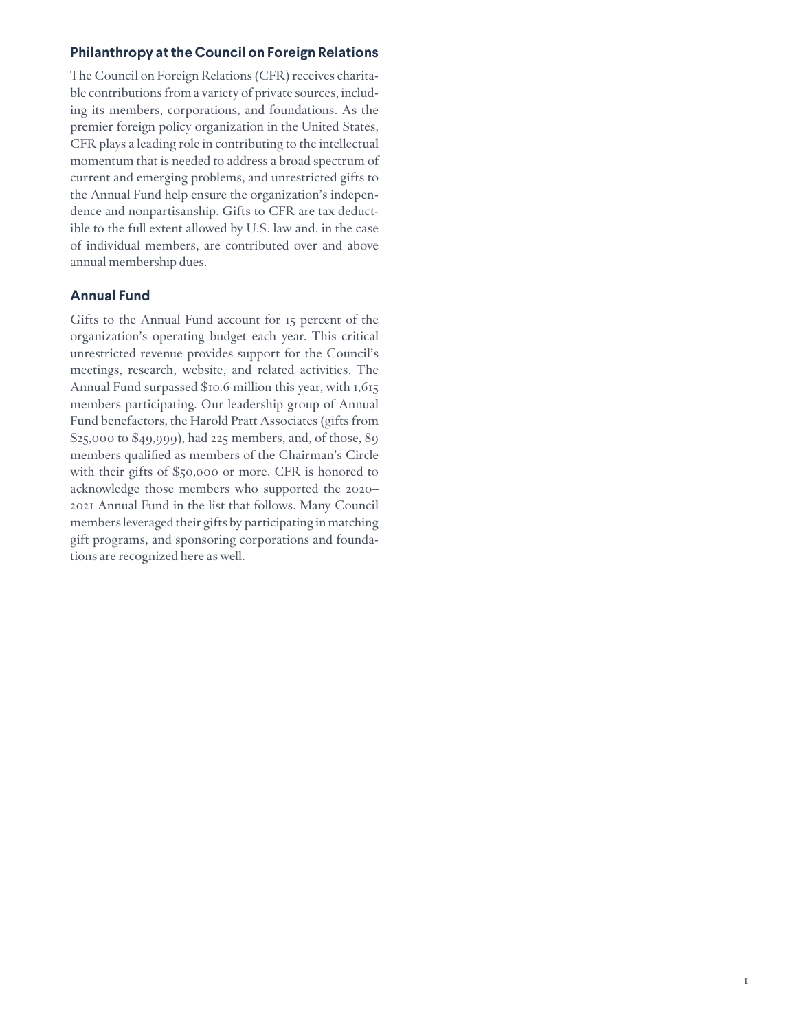## Philanthropy at the Council on Foreign Relations

The Council on Foreign Relations (CFR) receives charitable contributions from a variety of private sources, including its members, corporations, and foundations. As the premier foreign policy organization in the United States, CFR plays a leading role in contributing to the intellectual momentum that is needed to address a broad spectrum of current and emerging problems, and unrestricted gifts to the Annual Fund help ensure the organization's independence and nonpartisanship. Gifts to CFR are tax deductible to the full extent allowed by U.S. law and, in the case of individual members, are contributed over and above annual membership dues.

## Annual Fund

Gifts to the Annual Fund account for 15 percent of the organization's operating budget each year. This critical unrestricted revenue provides support for the Council's meetings, research, website, and related activities. The Annual Fund surpassed $10.6 million this year, with 1,615 members participating. Our leadership group of Annual Fund benefactors, the Harold Pratt Associates (gifts from $25,000 to $49,999), had 225 members, and, of those, 89 members qualified as members of the Chairman's Circle with their gifts of $50,000 or more. CFR is honored to acknowledge those members who supported the 2020–2021 Annual Fund in the list that follows. Many Council members leveraged their gifts by participating in matching gift programs, and sponsoring corporations and foundations are recognized here as well.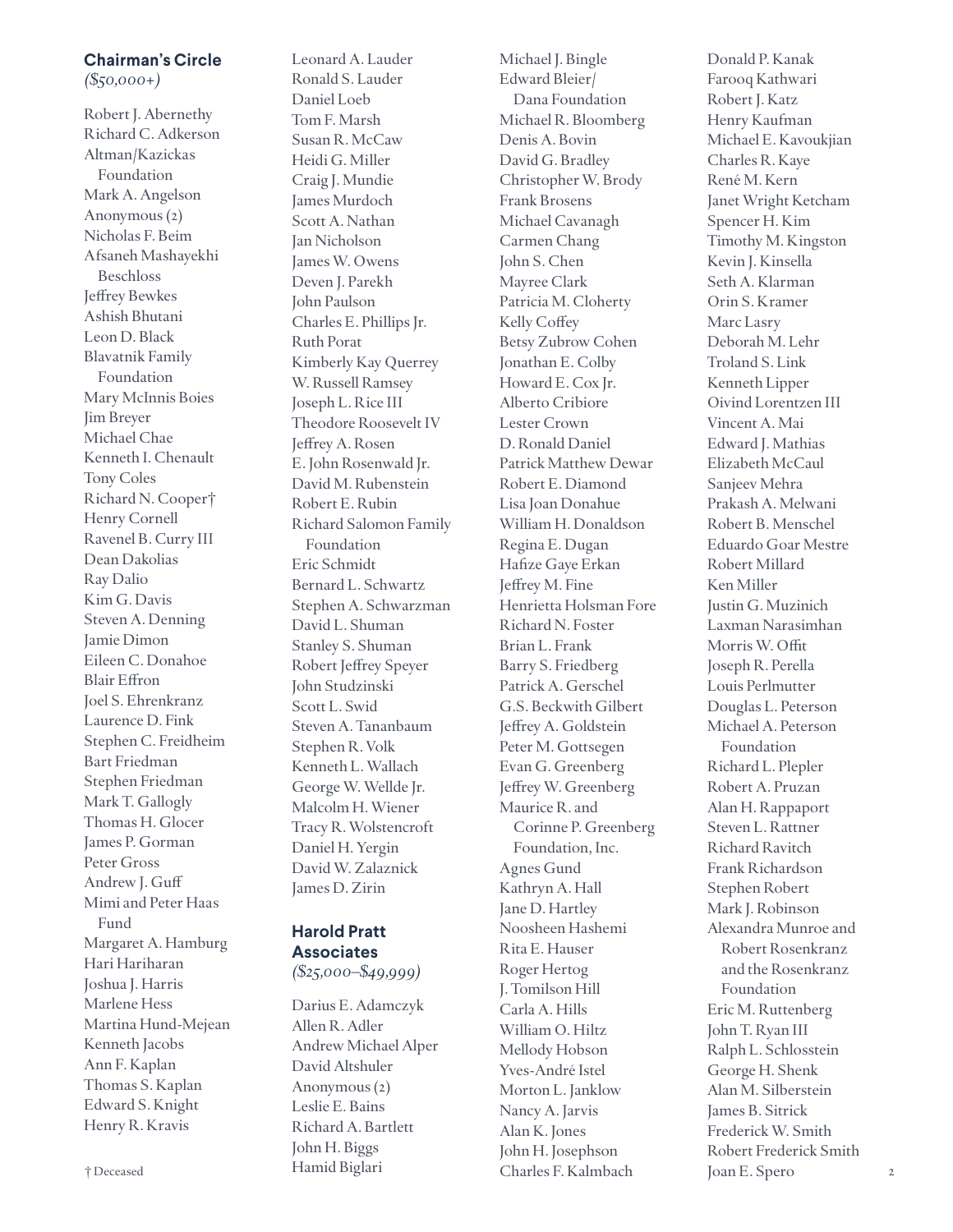## Chairman's Circle

*($50,000+)*

Robert J. Abernethy
Richard C. Adkerson
Altman/Kazickas Foundation
Mark A. Angelson
Anonymous (2)
Nicholas F. Beim
Afsaneh Mashayekhi Beschloss
Jeffrey Bewkes
Ashish Bhutani
Leon D. Black
Blavatnik Family Foundation
Mary McInnis Boies
Jim Breyer
Michael Chae
Kenneth I. Chenault
Tony Coles
Richard N. Cooper†
Henry Cornell
Ravenel B. Curry III
Dean Dakolias
Ray Dalio
Kim G. Davis
Steven A. Denning
Jamie Dimon
Eileen C. Donahoe
Blair Effron
Joel S. Ehrenkranz
Laurence D. Fink
Stephen C. Freidheim
Bart Friedman
Stephen Friedman
Mark T. Gallogly
Thomas H. Glocer
James P. Gorman
Peter Gross
Andrew J. Guff
Mimi and Peter Haas Fund
Margaret A. Hamburg
Hari Hariharan
Joshua J. Harris
Marlene Hess
Martina Hund-Mejean
Kenneth Jacobs
Ann F. Kaplan
Thomas S. Kaplan
Edward S. Knight
Henry R. Kravis
Leonard A. Lauder
Ronald S. Lauder
Daniel Loeb
Tom F. Marsh
Susan R. McCaw
Heidi G. Miller
Craig J. Mundie
James Murdoch
Scott A. Nathan
Jan Nicholson
James W. Owens
Deven J. Parekh
John Paulson
Charles E. Phillips Jr.
Ruth Porat
Kimberly Kay Querrey
W. Russell Ramsey
Joseph L. Rice III
Theodore Roosevelt IV
Jeffrey A. Rosen
E. John Rosenwald Jr.
David M. Rubenstein
Robert E. Rubin
Richard Salomon Family Foundation
Eric Schmidt
Bernard L. Schwartz
Stephen A. Schwarzman
David L. Shuman
Stanley S. Shuman
Robert Jeffrey Speyer
John Studzinski
Scott L. Swid
Steven A. Tananbaum
Stephen R. Volk
Kenneth L. Wallach
George W. Wellde Jr.
Malcolm H. Wiener
Tracy R. Wolstencroft
Daniel H. Yergin
David W. Zalaznick
James D. Zirin

## Harold Pratt Associates

*($25,000–$49,999)*

Darius E. Adamczyk
Allen R. Adler
Andrew Michael Alper
David Altshuler
Anonymous (2)
Leslie E. Bains
Richard A. Bartlett
John H. Biggs
Hamid Biglari
Michael J. Bingle
Edward Bleier/Dana Foundation
Michael R. Bloomberg
Denis A. Bovin
David G. Bradley
Christopher W. Brody
Frank Brosens
Michael Cavanagh
Carmen Chang
John S. Chen
Mayree Clark
Patricia M. Cloherty
Kelly Coffey
Betsy Zubrow Cohen
Jonathan E. Colby
Howard E. Cox Jr.
Alberto Cribiore
Lester Crown
D. Ronald Daniel
Patrick Matthew Dewar
Robert E. Diamond
Lisa Joan Donahue
William H. Donaldson
Regina E. Dugan
Hafize Gaye Erkan
Jeffrey M. Fine
Henrietta Holsman Fore
Richard N. Foster
Brian L. Frank
Barry S. Friedberg
Patrick A. Gerschel
G.S. Beckwith Gilbert
Jeffrey A. Goldstein
Peter M. Gottsegen
Evan G. Greenberg
Jeffrey W. Greenberg
Maurice R. and Corinne P. Greenberg Foundation, Inc.
Agnes Gund
Kathryn A. Hall
Jane D. Hartley
Noosheen Hashemi
Rita E. Hauser
Roger Hertog
J. Tomilson Hill
Carla A. Hills
William O. Hiltz
Mellody Hobson
Yves-André Istel
Morton L. Janklow
Nancy A. Jarvis
Alan K. Jones
John H. Josephson
Charles F. Kalmbach
Donald P. Kanak
Farooq Kathwari
Robert J. Katz
Henry Kaufman
Michael E. Kavoukjian
Charles R. Kaye
René M. Kern
Janet Wright Ketcham
Spencer H. Kim
Timothy M. Kingston
Kevin J. Kinsella
Seth A. Klarman
Orin S. Kramer
Marc Lasry
Deborah M. Lehr
Troland S. Link
Kenneth Lipper
Oivind Lorentzen III
Vincent A. Mai
Edward J. Mathias
Elizabeth McCaul
Sanjeev Mehra
Prakash A. Melwani
Robert B. Menschel
Eduardo Goar Mestre
Robert Millard
Ken Miller
Justin G. Muzinich
Laxman Narasimhan
Morris W. Offit
Joseph R. Perella
Louis Perlmutter
Douglas L. Peterson
Michael A. Peterson Foundation
Richard L. Plepler
Robert A. Pruzan
Alan H. Rappaport
Steven L. Rattner
Richard Ravitch
Frank Richardson
Stephen Robert
Mark J. Robinson
Alexandra Munroe and Robert Rosenkranz and the Rosenkranz Foundation
Eric M. Ruttenberg
John T. Ryan III
Ralph L. Schlosstein
George H. Shenk
Alan M. Silberstein
James B. Sitrick
Frederick W. Smith
Robert Frederick Smith
Joan E. Spero

† Deceased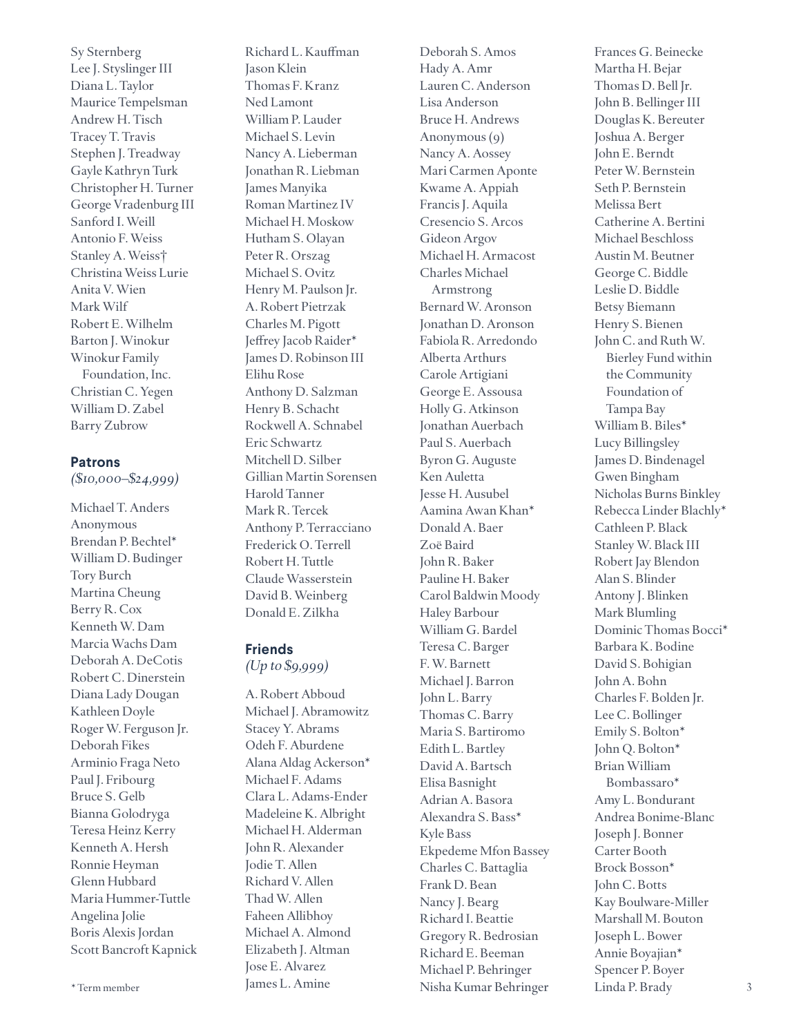Sy Sternberg
Lee J. Styslinger III
Diana L. Taylor
Maurice Tempelsman
Andrew H. Tisch
Tracey T. Travis
Stephen J. Treadway
Gayle Kathryn Turk
Christopher H. Turner
George Vradenburg III
Sanford I. Weill
Antonio F. Weiss
Stanley A. Weiss†
Christina Weiss Lurie
Anita V. Wien
Mark Wilf
Robert E. Wilhelm
Barton J. Winokur
Winokur Family Foundation, Inc.
Christian C. Yegen
William D. Zabel
Barry Zubrow

### Patrons

*($10,000–$24,999)*

Michael T. Anders
Anonymous
Brendan P. Bechtel*
William D. Budinger
Tory Burch
Martina Cheung
Berry R. Cox
Kenneth W. Dam
Marcia Wachs Dam
Deborah A. DeCotis
Robert C. Dinerstein
Diana Lady Dougan
Kathleen Doyle
Roger W. Ferguson Jr.
Deborah Fikes
Arminio Fraga Neto
Paul J. Fribourg
Bruce S. Gelb
Bianna Golodryga
Teresa Heinz Kerry
Kenneth A. Hersh
Ronnie Heyman
Glenn Hubbard
Maria Hummer-Tuttle
Angelina Jolie
Boris Alexis Jordan
Scott Bancroft Kapnick
Richard L. Kauffman
Jason Klein
Thomas F. Kranz
Ned Lamont
William P. Lauder
Michael S. Levin
Nancy A. Lieberman
Jonathan R. Liebman
James Manyika
Roman Martinez IV
Michael H. Moskow
Hutham S. Olayan
Peter R. Orszag
Michael S. Ovitz
Henry M. Paulson Jr.
A. Robert Pietrzak
Charles M. Pigott
Jeffrey Jacob Raider*
James D. Robinson III
Elihu Rose
Anthony D. Salzman
Henry B. Schacht
Rockwell A. Schnabel
Eric Schwartz
Mitchell D. Silber
Gillian Martin Sorensen
Harold Tanner
Mark R. Tercek
Anthony P. Terracciano
Frederick O. Terrell
Robert H. Tuttle
Claude Wasserstein
David B. Weinberg
Donald E. Zilkha

### Friends

*(Up to $9,999)*

A. Robert Abboud
Michael J. Abramowitz
Stacey Y. Abrams
Odeh F. Aburdene
Alana Aldag Ackerson*
Michael F. Adams
Clara L. Adams-Ender
Madeleine K. Albright
Michael H. Alderman
John R. Alexander
Jodie T. Allen
Richard V. Allen
Thad W. Allen
Faheen Allibhoy
Michael A. Almond
Elizabeth J. Altman
Jose E. Alvarez
James L. Amine
Deborah S. Amos
Hady A. Amr
Lauren C. Anderson
Lisa Anderson
Bruce H. Andrews
Anonymous (9)
Nancy A. Aossey
Mari Carmen Aponte
Kwame A. Appiah
Francis J. Aquila
Cresencio S. Arcos
Gideon Argov
Michael H. Armacost
Charles Michael Armstrong
Bernard W. Aronson
Jonathan D. Aronson
Fabiola R. Arredondo
Alberta Arthurs
Carole Artigiani
George E. Assousa
Holly G. Atkinson
Jonathan Auerbach
Paul S. Auerbach
Byron G. Auguste
Ken Auletta
Jesse H. Ausubel
Aamina Awan Khan*
Donald A. Baer
Zoë Baird
John R. Baker
Pauline H. Baker
Carol Baldwin Moody
Haley Barbour
William G. Bardel
Teresa C. Barger
F. W. Barnett
Michael J. Barron
John L. Barry
Thomas C. Barry
Maria S. Bartiromo
Edith L. Bartley
David A. Bartsch
Elisa Basnight
Adrian A. Basora
Alexandra S. Bass*
Kyle Bass
Ekpedeme Mfon Bassey
Charles C. Battaglia
Frank D. Bean
Nancy J. Bearg
Richard I. Beattie
Gregory R. Bedrosian
Richard E. Beeman
Michael P. Behringer
Nisha Kumar Behringer
Frances G. Beinecke
Martha H. Bejar
Thomas D. Bell Jr.
John B. Bellinger III
Douglas K. Bereuter
Joshua A. Berger
John E. Berndt
Peter W. Bernstein
Seth P. Bernstein
Melissa Bert
Catherine A. Bertini
Michael Beschloss
Austin M. Beutner
George C. Biddle
Leslie D. Biddle
Betsy Biemann
Henry S. Bienen
John C. and Ruth W. Bierley Fund within the Community Foundation of Tampa Bay
William B. Biles*
Lucy Billingsley
James D. Bindenagel
Gwen Bingham
Nicholas Burns Binkley
Rebecca Linder Blachly*
Cathleen P. Black
Stanley W. Black III
Robert Jay Blendon
Alan S. Blinder
Antony J. Blinken
Mark Blumling
Dominic Thomas Bocci*
Barbara K. Bodine
David S. Bohigian
John A. Bohn
Charles F. Bolden Jr.
Lee C. Bollinger
Emily S. Bolton*
John Q. Bolton*
Brian William Bombassaro*
Amy L. Bondurant
Andrea Bonime-Blanc
Joseph J. Bonner
Carter Booth
Brock Bosson*
John C. Botts
Kay Boulware-Miller
Marshall M. Bouton
Joseph L. Bower
Annie Boyajian*
Spencer P. Boyer
Linda P. Brady

* Term member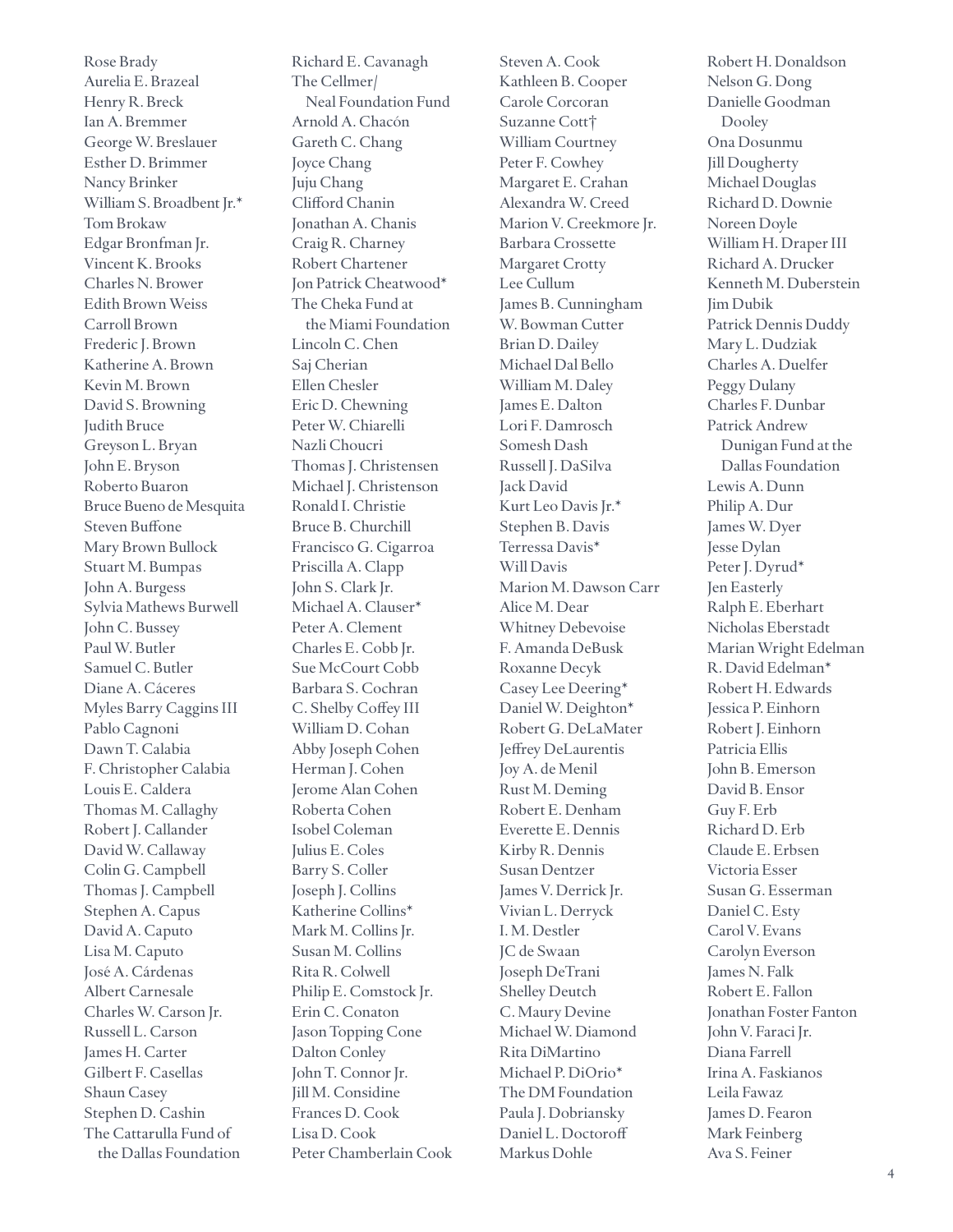Rose Brady
Aurelia E. Brazeal
Henry R. Breck
Ian A. Bremmer
George W. Breslauer
Esther D. Brimmer
Nancy Brinker
William S. Broadbent Jr.*
Tom Brokaw
Edgar Bronfman Jr.
Vincent K. Brooks
Charles N. Brower
Edith Brown Weiss
Carroll Brown
Frederic J. Brown
Katherine A. Brown
Kevin M. Brown
David S. Browning
Judith Bruce
Greyson L. Bryan
John E. Bryson
Roberto Buaron
Bruce Bueno de Mesquita
Steven Buffone
Mary Brown Bullock
Stuart M. Bumpas
John A. Burgess
Sylvia Mathews Burwell
John C. Bussey
Paul W. Butler
Samuel C. Butler
Diane A. Cáceres
Myles Barry Caggins III
Pablo Cagnoni
Dawn T. Calabia
F. Christopher Calabia
Louis E. Caldera
Thomas M. Callaghy
Robert J. Callander
David W. Callaway
Colin G. Campbell
Thomas J. Campbell
Stephen A. Capus
David A. Caputo
Lisa M. Caputo
José A. Cárdenas
Albert Carnesale
Charles W. Carson Jr.
Russell L. Carson
James H. Carter
Gilbert F. Casellas
Shaun Casey
Stephen D. Cashin
The Cattarulla Fund of the Dallas Foundation
Richard E. Cavanagh
The Cellmer/Neal Foundation Fund
Arnold A. Chacón
Gareth C. Chang
Joyce Chang
Juju Chang
Clifford Chanin
Jonathan A. Chanis
Craig R. Charney
Robert Chartener
Jon Patrick Cheatwood*
The Cheka Fund at the Miami Foundation
Lincoln C. Chen
Saj Cherian
Ellen Chesler
Eric D. Chewning
Peter W. Chiarelli
Nazli Choucri
Thomas J. Christensen
Michael J. Christenson
Ronald I. Christie
Bruce B. Churchill
Francisco G. Cigarroa
Priscilla A. Clapp
John S. Clark Jr.
Michael A. Clauser*
Peter A. Clement
Charles E. Cobb Jr.
Sue McCourt Cobb
Barbara S. Cochran
C. Shelby Coffey III
William D. Cohan
Abby Joseph Cohen
Herman J. Cohen
Jerome Alan Cohen
Roberta Cohen
Isobel Coleman
Julius E. Coles
Barry S. Coller
Joseph J. Collins
Katherine Collins*
Mark M. Collins Jr.
Susan M. Collins
Rita R. Colwell
Philip E. Comstock Jr.
Erin C. Conaton
Jason Topping Cone
Dalton Conley
John T. Connor Jr.
Jill M. Considine
Frances D. Cook
Lisa D. Cook
Peter Chamberlain Cook
Steven A. Cook
Kathleen B. Cooper
Carole Corcoran
Suzanne Cott†
William Courtney
Peter F. Cowhey
Margaret E. Crahan
Alexandra W. Creed
Marion V. Creekmore Jr.
Barbara Crossette
Margaret Crotty
Lee Cullum
James B. Cunningham
W. Bowman Cutter
Brian D. Dailey
Michael Dal Bello
William M. Daley
James E. Dalton
Lori F. Damrosch
Somesh Dash
Russell J. DaSilva
Jack David
Kurt Leo Davis Jr.*
Stephen B. Davis
Terressa Davis*
Will Davis
Marion M. Dawson Carr
Alice M. Dear
Whitney Debevoise
F. Amanda DeBusk
Roxanne Decyk
Casey Lee Deering*
Daniel W. Deighton*
Robert G. DeLaMater
Jeffrey DeLaurentis
Joy A. de Menil
Rust M. Deming
Robert E. Denham
Everette E. Dennis
Kirby R. Dennis
Susan Dentzer
James V. Derrick Jr.
Vivian L. Derryck
I. M. Destler
JC de Swaan
Joseph DeTrani
Shelley Deutch
C. Maury Devine
Michael W. Diamond
Rita DiMartino
Michael P. DiOrio*
The DM Foundation
Paula J. Dobriansky
Daniel L. Doctoroff
Markus Dohle
Robert H. Donaldson
Nelson G. Dong
Danielle Goodman Dooley
Ona Dosunmu
Jill Dougherty
Michael Douglas
Richard D. Downie
Noreen Doyle
William H. Draper III
Richard A. Drucker
Kenneth M. Duberstein
Jim Dubik
Patrick Dennis Duddy
Mary L. Dudziak
Charles A. Duelfer
Peggy Dulany
Charles F. Dunbar
Patrick Andrew Dunigan Fund at the Dallas Foundation
Lewis A. Dunn
Philip A. Dur
James W. Dyer
Jesse Dylan
Peter J. Dyrud*
Jen Easterly
Ralph E. Eberhart
Nicholas Eberstadt
Marian Wright Edelman
R. David Edelman*
Robert H. Edwards
Jessica P. Einhorn
Robert J. Einhorn
Patricia Ellis
John B. Emerson
David B. Ensor
Guy F. Erb
Richard D. Erb
Claude E. Erbsen
Victoria Esser
Susan G. Esserman
Daniel C. Esty
Carol V. Evans
Carolyn Everson
James N. Falk
Robert E. Fallon
Jonathan Foster Fanton
John V. Faraci Jr.
Diana Farrell
Irina A. Faskianos
Leila Fawaz
James D. Fearon
Mark Feinberg
Ava S. Feiner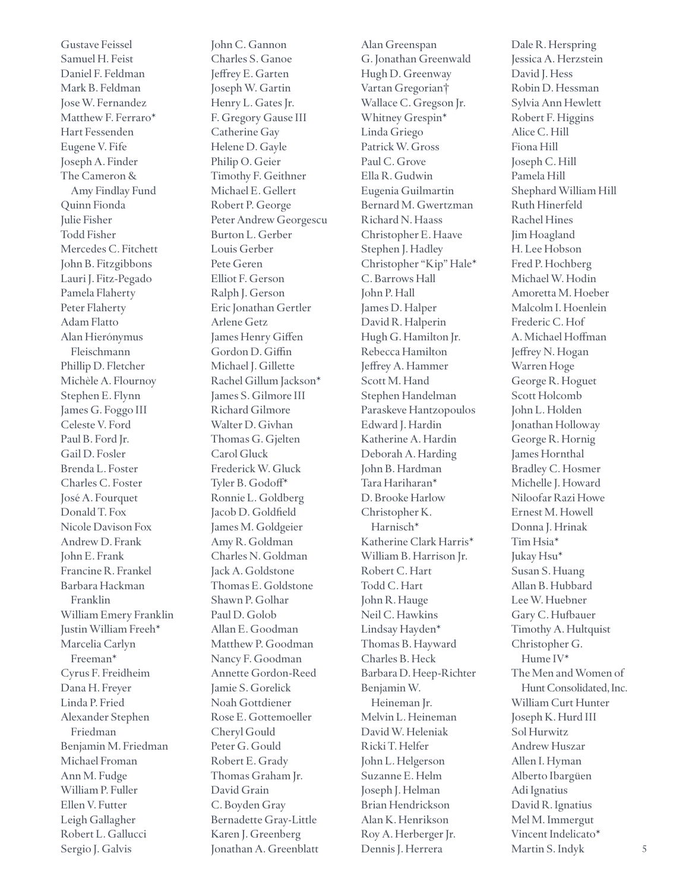Gustave Feissel
Samuel H. Feist
Daniel F. Feldman
Mark B. Feldman
Jose W. Fernandez
Matthew F. Ferraro*
Hart Fessenden
Eugene V. Fife
Joseph A. Finder
The Cameron & Amy Findlay Fund
Quinn Fionda
Julie Fisher
Todd Fisher
Mercedes C. Fitchett
John B. Fitzgibbons
Lauri J. Fitz-Pegado
Pamela Flaherty
Peter Flaherty
Adam Flatto
Alan Hierónymus Fleischmann
Phillip D. Fletcher
Michèle A. Flournoy
Stephen E. Flynn
James G. Foggo III
Celeste V. Ford
Paul B. Ford Jr.
Gail D. Fosler
Brenda L. Foster
Charles C. Foster
José A. Fourquet
Donald T. Fox
Nicole Davison Fox
Andrew D. Frank
John E. Frank
Francine R. Frankel
Barbara Hackman Franklin
William Emery Franklin
Justin William Freeh*
Marcelia Carlyn Freeman*
Cyrus F. Freidheim
Dana H. Freyer
Linda P. Fried
Alexander Stephen Friedman
Benjamin M. Friedman
Michael Froman
Ann M. Fudge
William P. Fuller
Ellen V. Futter
Leigh Gallagher
Robert L. Gallucci
Sergio J. Galvis
John C. Gannon
Charles S. Ganoe
Jeffrey E. Garten
Joseph W. Gartin
Henry L. Gates Jr.
F. Gregory Gause III
Catherine Gay
Helene D. Gayle
Philip O. Geier
Timothy F. Geithner
Michael E. Gellert
Robert P. George
Peter Andrew Georgescu
Burton L. Gerber
Louis Gerber
Pete Geren
Elliot F. Gerson
Ralph J. Gerson
Eric Jonathan Gertler
Arlene Getz
James Henry Giffen
Gordon D. Giffin
Michael J. Gillette
Rachel Gillum Jackson*
James S. Gilmore III
Richard Gilmore
Walter D. Givhan
Thomas G. Gjelten
Carol Gluck
Frederick W. Gluck
Tyler B. Godoff*
Ronnie L. Goldberg
Jacob D. Goldfield
James M. Goldgeier
Amy R. Goldman
Charles N. Goldman
Jack A. Goldstone
Thomas E. Goldstone
Shawn P. Golhar
Paul D. Golob
Allan E. Goodman
Matthew P. Goodman
Nancy F. Goodman
Annette Gordon-Reed
Jamie S. Gorelick
Noah Gottdiener
Rose E. Gottemoeller
Cheryl Gould
Peter G. Gould
Robert E. Grady
Thomas Graham Jr.
David Grain
C. Boyden Gray
Bernadette Gray-Little
Karen J. Greenberg
Jonathan A. Greenblatt
Alan Greenspan
G. Jonathan Greenwald
Hugh D. Greenway
Vartan Gregorian†
Wallace C. Gregson Jr.
Whitney Grespin*
Linda Griego
Patrick W. Gross
Paul C. Grove
Ella R. Gudwin
Eugenia Guilmartin
Bernard M. Gwertzman
Richard N. Haass
Christopher E. Haave
Stephen J. Hadley
Christopher "Kip" Hale*
C. Barrows Hall
John P. Hall
James D. Halper
David R. Halperin
Hugh G. Hamilton Jr.
Rebecca Hamilton
Jeffrey A. Hammer
Scott M. Hand
Stephen Handelman
Paraskeve Hantzopoulos
Edward J. Hardin
Katherine A. Hardin
Deborah A. Harding
John B. Hardman
Tara Hariharan*
D. Brooke Harlow
Christopher K. Harnisch*
Katherine Clark Harris*
William B. Harrison Jr.
Robert C. Hart
Todd C. Hart
John R. Hauge
Neil C. Hawkins
Lindsay Hayden*
Thomas B. Hayward
Charles B. Heck
Barbara D. Heep-Richter
Benjamin W. Heineman Jr.
Melvin L. Heineman
David W. Heleniak
Ricki T. Helfer
John L. Helgerson
Suzanne E. Helm
Joseph J. Helman
Brian Hendrickson
Alan K. Henrikson
Roy A. Herberger Jr.
Dennis J. Herrera
Dale R. Herspring
Jessica A. Herzstein
David J. Hess
Robin D. Hessman
Sylvia Ann Hewlett
Robert F. Higgins
Alice C. Hill
Fiona Hill
Joseph C. Hill
Pamela Hill
Shephard William Hill
Ruth Hinerfeld
Rachel Hines
Jim Hoagland
H. Lee Hobson
Fred P. Hochberg
Michael W. Hodin
Amoretta M. Hoeber
Malcolm I. Hoenlein
Frederic C. Hof
A. Michael Hoffman
Jeffrey N. Hogan
Warren Hoge
George R. Hoguet
Scott Holcomb
John L. Holden
Jonathan Holloway
George R. Hornig
James Hornthal
Bradley C. Hosmer
Michelle J. Howard
Niloofar Razi Howe
Ernest M. Howell
Donna J. Hrinak
Tim Hsia*
Jukay Hsu*
Susan S. Huang
Allan B. Hubbard
Lee W. Huebner
Gary C. Hufbauer
Timothy A. Hultquist
Christopher G. Hume IV*
The Men and Women of Hunt Consolidated, Inc.
William Curt Hunter
Joseph K. Hurd III
Sol Hurwitz
Andrew Huszar
Allen I. Hyman
Alberto Ibargüen
Adi Ignatius
David R. Ignatius
Mel M. Immergut
Vincent Indelicato*
Martin S. Indyk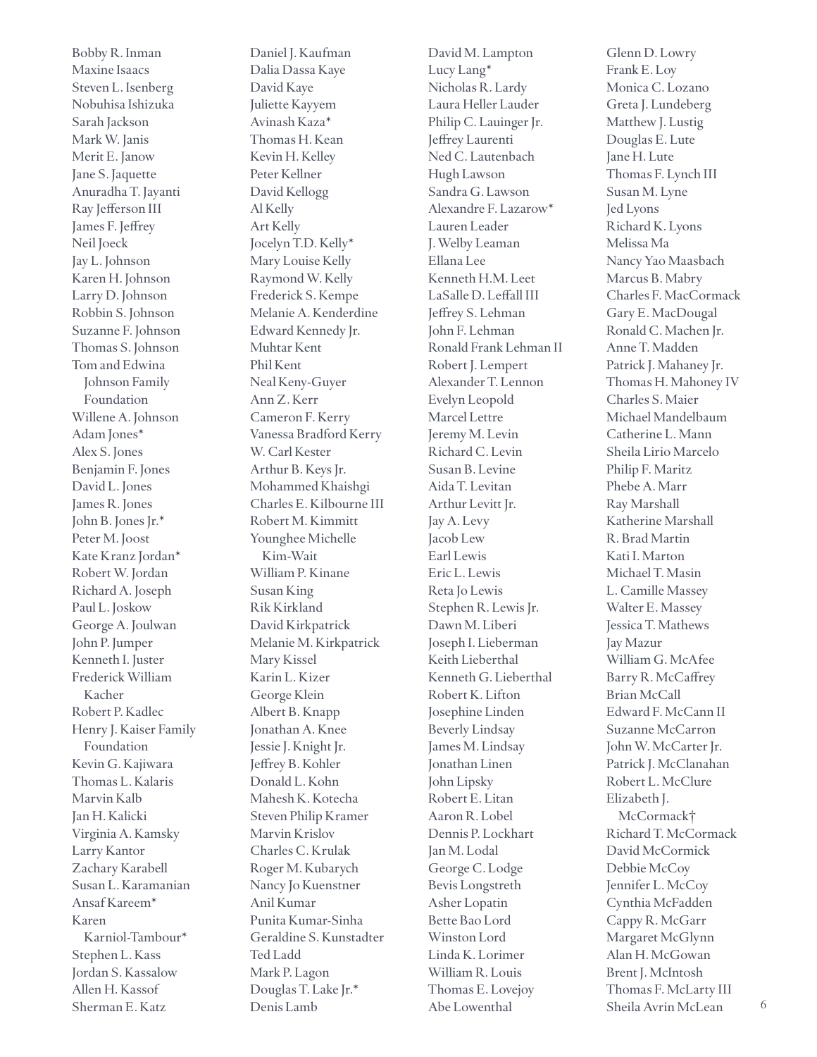Bobby R. Inman
Maxine Isaacs
Steven L. Isenberg
Nobuhisa Ishizuka
Sarah Jackson
Mark W. Janis
Merit E. Janow
Jane S. Jaquette
Anuradha T. Jayanti
Ray Jefferson III
James F. Jeffrey
Neil Joeck
Jay L. Johnson
Karen H. Johnson
Larry D. Johnson
Robbin S. Johnson
Suzanne F. Johnson
Thomas S. Johnson
Tom and Edwina Johnson Family Foundation
Willene A. Johnson
Adam Jones*
Alex S. Jones
Benjamin F. Jones
David L. Jones
James R. Jones
John B. Jones Jr.*
Peter M. Joost
Kate Kranz Jordan*
Robert W. Jordan
Richard A. Joseph
Paul L. Joskow
George A. Joulwan
John P. Jumper
Kenneth I. Juster
Frederick William Kacher
Robert P. Kadlec
Henry J. Kaiser Family Foundation
Kevin G. Kajiwara
Thomas L. Kalaris
Marvin Kalb
Jan H. Kalicki
Virginia A. Kamsky
Larry Kantor
Zachary Karabell
Susan L. Karamanian
Ansaf Kareem*
Karen Karniol-Tambour*
Stephen L. Kass
Jordan S. Kassalow
Allen H. Kassof
Sherman E. Katz
Daniel J. Kaufman
Dalia Dassa Kaye
David Kaye
Juliette Kayyem
Avinash Kaza*
Thomas H. Kean
Kevin H. Kelley
Peter Kellner
David Kellogg
Al Kelly
Art Kelly
Jocelyn T.D. Kelly*
Mary Louise Kelly
Raymond W. Kelly
Frederick S. Kempe
Melanie A. Kenderdine
Edward Kennedy Jr.
Muhtar Kent
Phil Kent
Neal Keny-Guyer
Ann Z. Kerr
Cameron F. Kerry
Vanessa Bradford Kerry
W. Carl Kester
Arthur B. Keys Jr.
Mohammed Khaishgi
Charles E. Kilbourne III
Robert M. Kimmitt
Younghee Michelle Kim-Wait
William P. Kinane
Susan King
Rik Kirkland
David Kirkpatrick
Melanie M. Kirkpatrick
Mary Kissel
Karin L. Kizer
George Klein
Albert B. Knapp
Jonathan A. Knee
Jessie J. Knight Jr.
Jeffrey B. Kohler
Donald L. Kohn
Mahesh K. Kotecha
Steven Philip Kramer
Marvin Krislov
Charles C. Krulak
Roger M. Kubarych
Nancy Jo Kuenstner
Anil Kumar
Punita Kumar-Sinha
Geraldine S. Kunstadter
Ted Ladd
Mark P. Lagon
Douglas T. Lake Jr.*
Denis Lamb
David M. Lampton
Lucy Lang*
Nicholas R. Lardy
Laura Heller Lauder
Philip C. Lauinger Jr.
Jeffrey Laurenti
Ned C. Lautenbach
Hugh Lawson
Sandra G. Lawson
Alexandre F. Lazarow*
Lauren Leader
J. Welby Leaman
Ellana Lee
Kenneth H.M. Leet
LaSalle D. Leffall III
Jeffrey S. Lehman
John F. Lehman
Ronald Frank Lehman II
Robert J. Lempert
Alexander T. Lennon
Evelyn Leopold
Marcel Lettre
Jeremy M. Levin
Richard C. Levin
Susan B. Levine
Aida T. Levitan
Arthur Levitt Jr.
Jay A. Levy
Jacob Lew
Earl Lewis
Eric L. Lewis
Reta Jo Lewis
Stephen R. Lewis Jr.
Dawn M. Liberi
Joseph I. Lieberman
Keith Lieberthal
Kenneth G. Lieberthal
Robert K. Lifton
Josephine Linden
Beverly Lindsay
James M. Lindsay
Jonathan Linen
John Lipsky
Robert E. Litan
Aaron R. Lobel
Dennis P. Lockhart
Jan M. Lodal
George C. Lodge
Bevis Longstreth
Asher Lopatin
Bette Bao Lord
Winston Lord
Linda K. Lorimer
William R. Louis
Thomas E. Lovejoy
Abe Lowenthal
Glenn D. Lowry
Frank E. Loy
Monica C. Lozano
Greta J. Lundeberg
Matthew J. Lustig
Douglas E. Lute
Jane H. Lute
Thomas F. Lynch III
Susan M. Lyne
Jed Lyons
Richard K. Lyons
Melissa Ma
Nancy Yao Maasbach
Marcus B. Mabry
Charles F. MacCormack
Gary E. MacDougal
Ronald C. Machen Jr.
Anne T. Madden
Patrick J. Mahaney Jr.
Thomas H. Mahoney IV
Charles S. Maier
Michael Mandelbaum
Catherine L. Mann
Sheila Lirio Marcelo
Philip F. Maritz
Phebe A. Marr
Ray Marshall
Katherine Marshall
R. Brad Martin
Kati I. Marton
Michael T. Masin
L. Camille Massey
Walter E. Massey
Jessica T. Mathews
Jay Mazur
William G. McAfee
Barry R. McCaffrey
Brian McCall
Edward F. McCann II
Suzanne McCarron
John W. McCarter Jr.
Patrick J. McClanahan
Robert L. McClure
Elizabeth J. McCormack†
Richard T. McCormack
David McCormick
Debbie McCoy
Jennifer L. McCoy
Cynthia McFadden
Cappy R. McGarr
Margaret McGlynn
Alan H. McGowan
Brent J. McIntosh
Thomas F. McLarty III
Sheila Avrin McLean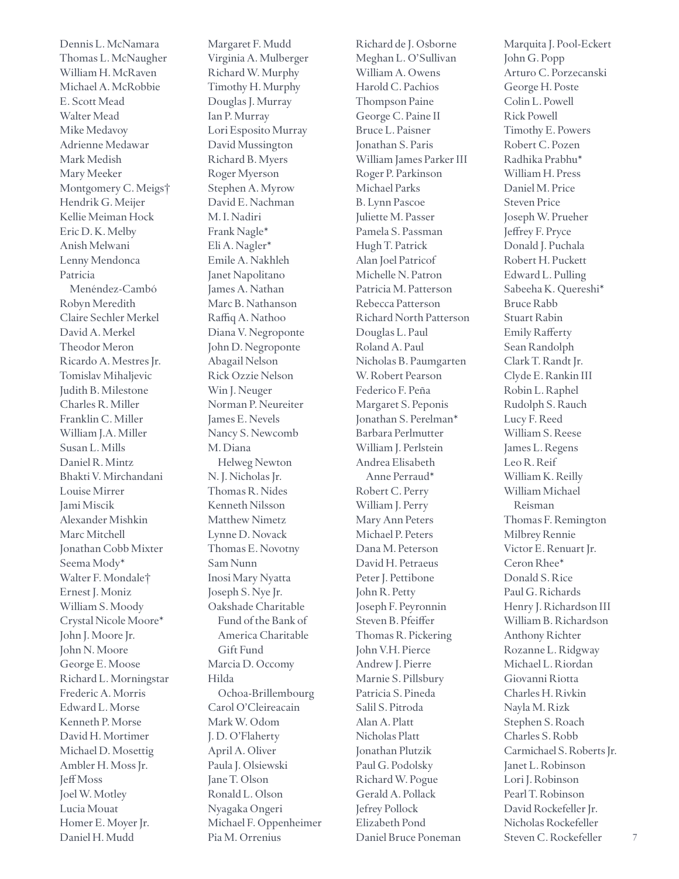Dennis L. McNamara
Thomas L. McNaugher
William H. McRaven
Michael A. McRobbie
E. Scott Mead
Walter Mead
Mike Medavoy
Adrienne Medawar
Mark Medish
Mary Meeker
Montgomery C. Meigs†
Hendrik G. Meijer
Kellie Meiman Hock
Eric D. K. Melby
Anish Melwani
Lenny Mendonca
Patricia Menéndez-Cambó
Robyn Meredith
Claire Sechler Merkel
David A. Merkel
Theodor Meron
Ricardo A. Mestres Jr.
Tomislav Mihaljevic
Judith B. Milestone
Charles R. Miller
Franklin C. Miller
William J.A. Miller
Susan L. Mills
Daniel R. Mintz
Bhakti V. Mirchandani
Louise Mirrer
Jami Miscik
Alexander Mishkin
Marc Mitchell
Jonathan Cobb Mixter
Seema Mody*
Walter F. Mondale†
Ernest J. Moniz
William S. Moody
Crystal Nicole Moore*
John J. Moore Jr.
John N. Moore
George E. Moose
Richard L. Morningstar
Frederic A. Morris
Edward L. Morse
Kenneth P. Morse
David H. Mortimer
Michael D. Mosettig
Ambler H. Moss Jr.
Jeff Moss
Joel W. Motley
Lucia Mouat
Homer E. Moyer Jr.
Daniel H. Mudd
Margaret F. Mudd
Virginia A. Mulberger
Richard W. Murphy
Timothy H. Murphy
Douglas J. Murray
Ian P. Murray
Lori Esposito Murray
David Mussington
Richard B. Myers
Roger Myerson
Stephen A. Myrow
David E. Nachman
M. I. Nadiri
Frank Nagle*
Eli A. Nagler*
Emile A. Nakhleh
Janet Napolitano
James A. Nathan
Marc B. Nathanson
Raffiq A. Nathoo
Diana V. Negroponte
John D. Negroponte
Abagail Nelson
Rick Ozzie Nelson
Win J. Neuger
Norman P. Neureiter
James E. Nevels
Nancy S. Newcomb
M. Diana Helweg Newton
N. J. Nicholas Jr.
Thomas R. Nides
Kenneth Nilsson
Matthew Nimetz
Lynne D. Novack
Thomas E. Novotny
Sam Nunn
Inosi Mary Nyatta
Joseph S. Nye Jr.
Oakshade Charitable Fund of the Bank of America Charitable Gift Fund
Marcia D. Occomy
Hilda Ochoa-Brillembourg
Carol O'Cleireacain
Mark W. Odom
J. D. O'Flaherty
April A. Oliver
Paula J. Olsiewski
Jane T. Olson
Ronald L. Olson
Nyagaka Ongeri
Michael F. Oppenheimer
Pia M. Orrenius
Richard de J. Osborne
Meghan L. O'Sullivan
William A. Owens
Harold C. Pachios
Thompson Paine
George C. Paine II
Bruce L. Paisner
Jonathan S. Paris
William James Parker III
Roger P. Parkinson
Michael Parks
B. Lynn Pascoe
Juliette M. Passer
Pamela S. Passman
Hugh T. Patrick
Alan Joel Patricof
Michelle N. Patron
Patricia M. Patterson
Rebecca Patterson
Richard North Patterson
Douglas L. Paul
Roland A. Paul
Nicholas B. Paumgarten
W. Robert Pearson
Federico F. Peña
Margaret S. Peponis
Jonathan S. Perelman*
Barbara Perlmutter
William J. Perlstein
Andrea Elisabeth Anne Perraud*
Robert C. Perry
William J. Perry
Mary Ann Peters
Michael P. Peters
Dana M. Peterson
David H. Petraeus
Peter J. Pettibone
John R. Petty
Joseph F. Peyronnin
Steven B. Pfeiffer
Thomas R. Pickering
John V.H. Pierce
Andrew J. Pierre
Marnie S. Pillsbury
Patricia S. Pineda
Salil S. Pitroda
Alan A. Platt
Nicholas Platt
Jonathan Plutzik
Paul G. Podolsky
Richard W. Pogue
Gerald A. Pollack
Jefrey Pollock
Elizabeth Pond
Daniel Bruce Poneman
Marquita J. Pool-Eckert
John G. Popp
Arturo C. Porzecanski
George H. Poste
Colin L. Powell
Rick Powell
Timothy E. Powers
Robert C. Pozen
Radhika Prabhu*
William H. Press
Daniel M. Price
Steven Price
Joseph W. Prueher
Jeffrey F. Pryce
Donald J. Puchala
Robert H. Puckett
Edward L. Pulling
Sabeeha K. Quereshi*
Bruce Rabb
Stuart Rabin
Emily Rafferty
Sean Randolph
Clark T. Randt Jr.
Clyde E. Rankin III
Robin L. Raphel
Rudolph S. Rauch
Lucy F. Reed
William S. Reese
James L. Regens
Leo R. Reif
William K. Reilly
William Michael Reisman
Thomas F. Remington
Milbrey Rennie
Victor E. Renuart Jr.
Ceron Rhee*
Donald S. Rice
Paul G. Richards
Henry J. Richardson III
William B. Richardson
Anthony Richter
Rozanne L. Ridgway
Michael L. Riordan
Giovanni Riotta
Charles H. Rivkin
Nayla M. Rizk
Stephen S. Roach
Charles S. Robb
Carmichael S. Roberts Jr.
Janet L. Robinson
Lori J. Robinson
Pearl T. Robinson
David Rockefeller Jr.
Nicholas Rockefeller
Steven C. Rockefeller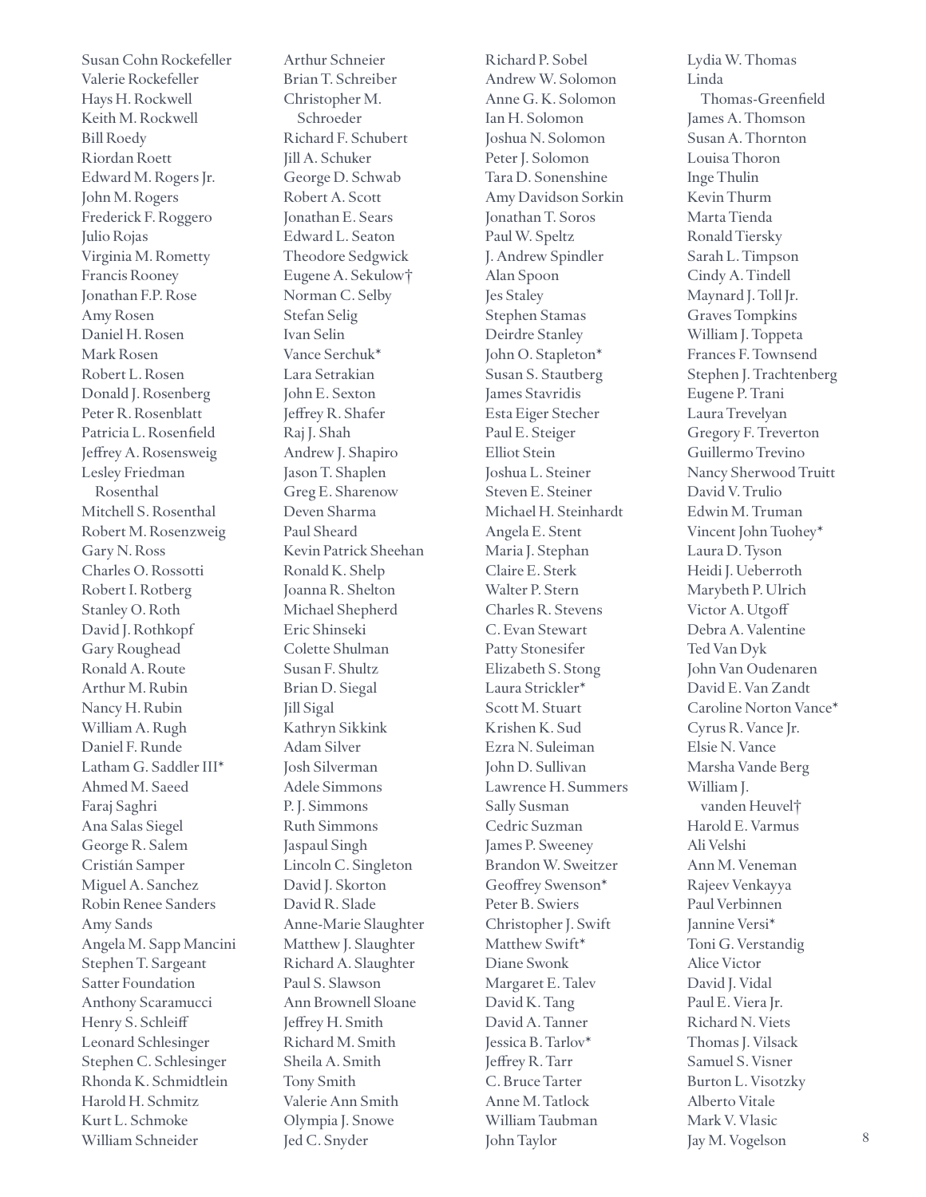Susan Cohn Rockefeller
Valerie Rockefeller
Hays H. Rockwell
Keith M. Rockwell
Bill Roedy
Riordan Roett
Edward M. Rogers Jr.
John M. Rogers
Frederick F. Roggero
Julio Rojas
Virginia M. Rometty
Francis Rooney
Jonathan F.P. Rose
Amy Rosen
Daniel H. Rosen
Mark Rosen
Robert L. Rosen
Donald J. Rosenberg
Peter R. Rosenblatt
Patricia L. Rosenfield
Jeffrey A. Rosensweig
Lesley Friedman Rosenthal
Mitchell S. Rosenthal
Robert M. Rosenzweig
Gary N. Ross
Charles O. Rossotti
Robert I. Rotberg
Stanley O. Roth
David J. Rothkopf
Gary Roughead
Ronald A. Route
Arthur M. Rubin
Nancy H. Rubin
William A. Rugh
Daniel F. Runde
Latham G. Saddler III*
Ahmed M. Saeed
Faraj Saghri
Ana Salas Siegel
George R. Salem
Cristián Samper
Miguel A. Sanchez
Robin Renee Sanders
Amy Sands
Angela M. Sapp Mancini
Stephen T. Sargeant
Satter Foundation
Anthony Scaramucci
Henry S. Schleiff
Leonard Schlesinger
Stephen C. Schlesinger
Rhonda K. Schmidtlein
Harold H. Schmitz
Kurt L. Schmoke
William Schneider
Arthur Schneier
Brian T. Schreiber
Christopher M. Schroeder
Richard F. Schubert
Jill A. Schuker
George D. Schwab
Robert A. Scott
Jonathan E. Sears
Edward L. Seaton
Theodore Sedgwick
Eugene A. Sekulow†
Norman C. Selby
Stefan Selig
Ivan Selin
Vance Serchuk*
Lara Setrakian
John E. Sexton
Jeffrey R. Shafer
Raj J. Shah
Andrew J. Shapiro
Jason T. Shaplen
Greg E. Sharenow
Deven Sharma
Paul Sheard
Kevin Patrick Sheehan
Ronald K. Shelp
Joanna R. Shelton
Michael Shepherd
Eric Shinseki
Colette Shulman
Susan F. Shultz
Brian D. Siegal
Jill Sigal
Kathryn Sikkink
Adam Silver
Josh Silverman
Adele Simmons
P. J. Simmons
Ruth Simmons
Jaspaul Singh
Lincoln C. Singleton
David J. Skorton
David R. Slade
Anne-Marie Slaughter
Matthew J. Slaughter
Richard A. Slaughter
Paul S. Slawson
Ann Brownell Sloane
Jeffrey H. Smith
Richard M. Smith
Sheila A. Smith
Tony Smith
Valerie Ann Smith
Olympia J. Snowe
Jed C. Snyder
Richard P. Sobel
Andrew W. Solomon
Anne G. K. Solomon
Ian H. Solomon
Joshua N. Solomon
Peter J. Solomon
Tara D. Sonenshine
Amy Davidson Sorkin
Jonathan T. Soros
Paul W. Speltz
J. Andrew Spindler
Alan Spoon
Jes Staley
Stephen Stamas
Deirdre Stanley
John O. Stapleton*
Susan S. Stautberg
James Stavridis
Esta Eiger Stecher
Paul E. Steiger
Elliot Stein
Joshua L. Steiner
Steven E. Steiner
Michael H. Steinhardt
Angela E. Stent
Maria J. Stephan
Claire E. Sterk
Walter P. Stern
Charles R. Stevens
C. Evan Stewart
Patty Stonesifer
Elizabeth S. Stong
Laura Strickler*
Scott M. Stuart
Krishen K. Sud
Ezra N. Suleiman
John D. Sullivan
Lawrence H. Summers
Sally Susman
Cedric Suzman
James P. Sweeney
Brandon W. Sweitzer
Geoffrey Swenson*
Peter B. Swiers
Christopher J. Swift
Matthew Swift*
Diane Swonk
Margaret E. Talev
David K. Tang
David A. Tanner
Jessica B. Tarlov*
Jeffrey R. Tarr
C. Bruce Tarter
Anne M. Tatlock
William Taubman
John Taylor
Lydia W. Thomas
Linda Thomas-Greenfield
James A. Thomson
Susan A. Thornton
Louisa Thoron
Inge Thulin
Kevin Thurm
Marta Tienda
Ronald Tiersky
Sarah L. Timpson
Cindy A. Tindell
Maynard J. Toll Jr.
Graves Tompkins
William J. Toppeta
Frances F. Townsend
Stephen J. Trachtenberg
Eugene P. Trani
Laura Trevelyan
Gregory F. Treverton
Guillermo Trevino
Nancy Sherwood Truitt
David V. Trulio
Edwin M. Truman
Vincent John Tuohey*
Laura D. Tyson
Heidi J. Ueberroth
Marybeth P. Ulrich
Victor A. Utgoff
Debra A. Valentine
Ted Van Dyk
John Van Oudenaren
David E. Van Zandt
Caroline Norton Vance*
Cyrus R. Vance Jr.
Elsie N. Vance
Marsha Vande Berg
William J. vanden Heuvel†
Harold E. Varmus
Ali Velshi
Ann M. Veneman
Rajeev Venkayya
Paul Verbinnen
Jannine Versi*
Toni G. Verstandig
Alice Victor
David J. Vidal
Paul E. Viera Jr.
Richard N. Viets
Thomas J. Vilsack
Samuel S. Visner
Burton L. Visotzky
Alberto Vitale
Mark V. Vlasic
Jay M. Vogelson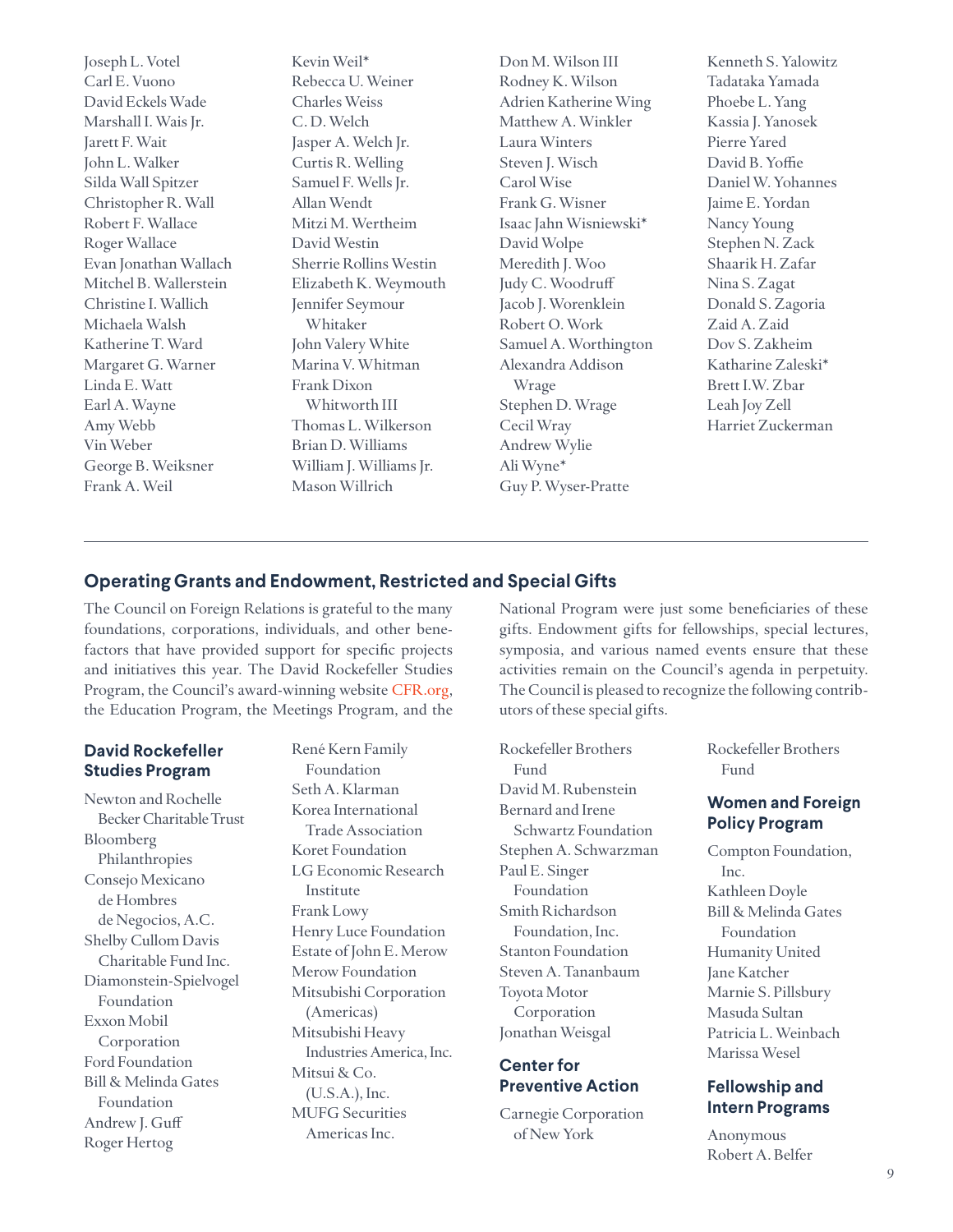Joseph L. Votel
Carl E. Vuono
David Eckels Wade
Marshall I. Wais Jr.
Jarett F. Wait
John L. Walker
Silda Wall Spitzer
Christopher R. Wall
Robert F. Wallace
Roger Wallace
Evan Jonathan Wallach
Mitchel B. Wallerstein
Christine I. Wallich
Michaela Walsh
Katherine T. Ward
Margaret G. Warner
Linda E. Watt
Earl A. Wayne
Amy Webb
Vin Weber
George B. Weiksner
Frank A. Weil
Kevin Weil*
Rebecca U. Weiner
Charles Weiss
C. D. Welch
Jasper A. Welch Jr.
Curtis R. Welling
Samuel F. Wells Jr.
Allan Wendt
Mitzi M. Wertheim
David Westin
Sherrie Rollins Westin
Elizabeth K. Weymouth
Jennifer Seymour Whitaker
John Valery White
Marina V. Whitman
Frank Dixon Whitworth III
Thomas L. Wilkerson
Brian D. Williams
William J. Williams Jr.
Mason Willrich
Don M. Wilson III
Rodney K. Wilson
Adrien Katherine Wing
Matthew A. Winkler
Laura Winters
Steven J. Wisch
Carol Wise
Frank G. Wisner
Isaac Jahn Wisniewski*
David Wolpe
Meredith J. Woo
Judy C. Woodruff
Jacob J. Worenklein
Robert O. Work
Samuel A. Worthington
Alexandra Addison Wrage
Stephen D. Wrage
Cecil Wray
Andrew Wylie
Ali Wyne*
Guy P. Wyser-Pratte
Kenneth S. Yalowitz
Tadataka Yamada
Phoebe L. Yang
Kassia J. Yanosek
Pierre Yared
David B. Yoffie
Daniel W. Yohannes
Jaime E. Yordan
Nancy Young
Stephen N. Zack
Shaarik H. Zafar
Nina S. Zagat
Donald S. Zagoria
Zaid A. Zaid
Dov S. Zakheim
Katharine Zaleski*
Brett I.W. Zbar
Leah Joy Zell
Harriet Zuckerman

---

## Operating Grants and Endowment, Restricted and Special Gifts

The Council on Foreign Relations is grateful to the many foundations, corporations, individuals, and other benefactors that have provided support for specific projects and initiatives this year. The David Rockefeller Studies Program, the Council's award-winning website CFR.org, the Education Program, the Meetings Program, and the National Program were just some beneficiaries of these gifts. Endowment gifts for fellowships, special lectures, symposia, and various named events ensure that these activities remain on the Council's agenda in perpetuity. The Council is pleased to recognize the following contributors of these special gifts.

### David Rockefeller Studies Program

Newton and Rochelle Becker Charitable Trust
Bloomberg Philanthropies
Consejo Mexicano de Hombres de Negocios, A.C.
Shelby Cullom Davis Charitable Fund Inc.
Diamonstein-Spielvogel Foundation
Exxon Mobil Corporation
Ford Foundation
Bill & Melinda Gates Foundation
Andrew J. Guff
Roger Hertog
René Kern Family Foundation
Seth A. Klarman
Korea International Trade Association
Koret Foundation
LG Economic Research Institute
Frank Lowy
Henry Luce Foundation
Estate of John E. Merow
Merow Foundation
Mitsubishi Corporation (Americas)
Mitsubishi Heavy Industries America, Inc.
Mitsui & Co. (U.S.A.), Inc.
MUFG Securities Americas Inc.
Rockefeller Brothers Fund
David M. Rubenstein
Bernard and Irene Schwartz Foundation
Stephen A. Schwarzman
Paul E. Singer Foundation
Smith Richardson Foundation, Inc.
Stanton Foundation
Steven A. Tananbaum
Toyota Motor Corporation
Jonathan Weisgal

### Center for Preventive Action

Carnegie Corporation of New York
Rockefeller Brothers Fund

### Women and Foreign Policy Program

Compton Foundation, Inc.
Kathleen Doyle
Bill & Melinda Gates Foundation
Humanity United
Jane Katcher
Marnie S. Pillsbury
Masuda Sultan
Patricia L. Weinbach
Marissa Wesel

### Fellowship and Intern Programs

Anonymous
Robert A. Belfer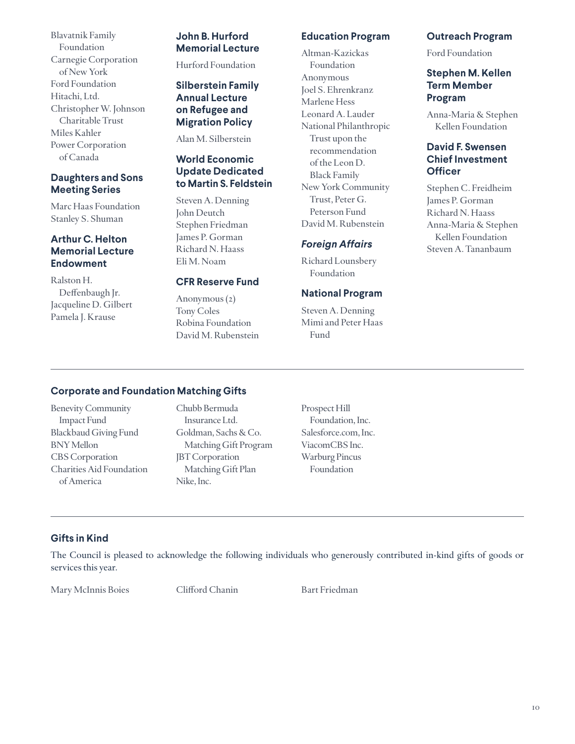Blavatnik Family Foundation
Carnegie Corporation of New York
Ford Foundation
Hitachi, Ltd.
Christopher W. Johnson Charitable Trust
Miles Kahler
Power Corporation of Canada

### Daughters and Sons Meeting Series

Marc Haas Foundation
Stanley S. Shuman

### Arthur C. Helton Memorial Lecture Endowment

Ralston H. Deffenbaugh Jr.
Jacqueline D. Gilbert
Pamela J. Krause

### John B. Hurford Memorial Lecture

Hurford Foundation

### Silberstein Family Annual Lecture on Refugee and Migration Policy

Alan M. Silberstein

### World Economic Update Dedicated to Martin S. Feldstein

Steven A. Denning
John Deutch
Stephen Friedman
James P. Gorman
Richard N. Haass
Eli M. Noam

### CFR Reserve Fund

Anonymous (2)
Tony Coles
Robina Foundation
David M. Rubenstein

### Education Program

Altman-Kazickas Foundation
Anonymous
Joel S. Ehrenkranz
Marlene Hess
Leonard A. Lauder
National Philanthropic Trust upon the recommendation of the Leon D. Black Family
New York Community Trust, Peter G. Peterson Fund
David M. Rubenstein

### *Foreign Affairs*

Richard Lounsbery Foundation

### National Program

Steven A. Denning
Mimi and Peter Haas Fund

### Outreach Program

Ford Foundation

### Stephen M. Kellen Term Member Program

Anna-Maria & Stephen Kellen Foundation

### David F. Swensen Chief Investment Officer

Stephen C. Freidheim
James P. Gorman
Richard N. Haass
Anna-Maria & Stephen Kellen Foundation
Steven A. Tananbaum

---

### Corporate and Foundation Matching Gifts

Benevity Community Impact Fund
Blackbaud Giving Fund
BNY Mellon
CBS Corporation
Charities Aid Foundation of America
Chubb Bermuda Insurance Ltd.
Goldman, Sachs & Co. Matching Gift Program
JBT Corporation Matching Gift Plan
Nike, Inc.
Prospect Hill Foundation, Inc.
Salesforce.com, Inc.
ViacomCBS Inc.
Warburg Pincus Foundation

---

### Gifts in Kind

The Council is pleased to acknowledge the following individuals who generously contributed in-kind gifts of goods or services this year.

Mary McInnis Boies
Clifford Chanin
Bart Friedman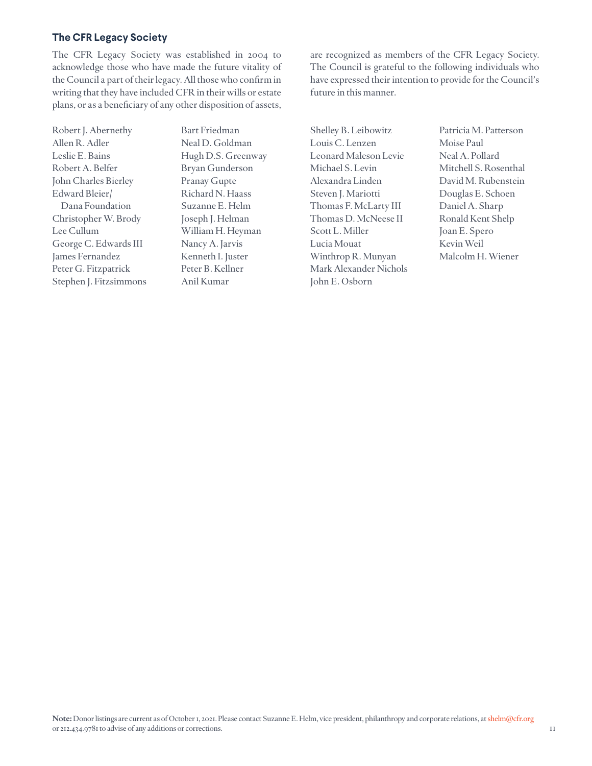### The CFR Legacy Society

The CFR Legacy Society was established in 2004 to acknowledge those who have made the future vitality of the Council a part of their legacy. All those who confirm in writing that they have included CFR in their wills or estate plans, or as a beneficiary of any other disposition of assets, are recognized as members of the CFR Legacy Society. The Council is grateful to the following individuals who have expressed their intention to provide for the Council's future in this manner.

Robert J. Abernethy
Allen R. Adler
Leslie E. Bains
Robert A. Belfer
John Charles Bierley
Edward Bleier/
Dana Foundation
Christopher W. Brody
Lee Cullum
George C. Edwards III
James Fernandez
Peter G. Fitzpatrick
Stephen J. Fitzsimmons
Bart Friedman
Neal D. Goldman
Hugh D.S. Greenway
Bryan Gunderson
Pranay Gupte
Richard N. Haass
Suzanne E. Helm
Joseph J. Helman
William H. Heyman
Nancy A. Jarvis
Kenneth I. Juster
Peter B. Kellner
Anil Kumar
Shelley B. Leibowitz
Louis C. Lenzen
Leonard Maleson Levie
Michael S. Levin
Alexandra Linden
Steven J. Mariotti
Thomas F. McLarty III
Thomas D. McNeese II
Scott L. Miller
Lucia Mouat
Winthrop R. Munyan
Mark Alexander Nichols
John E. Osborn
Patricia M. Patterson
Moise Paul
Neal A. Pollard
Mitchell S. Rosenthal
David M. Rubenstein
Douglas E. Schoen
Daniel A. Sharp
Ronald Kent Shelp
Joan E. Spero
Kevin Weil
Malcolm H. Wiener

**Note:** Donor listings are current as of October 1, 2021. Please contact Suzanne E. Helm, vice president, philanthropy and corporate relations, at shelm@cfr.org or 212.434.9781 to advise of any additions or corrections.